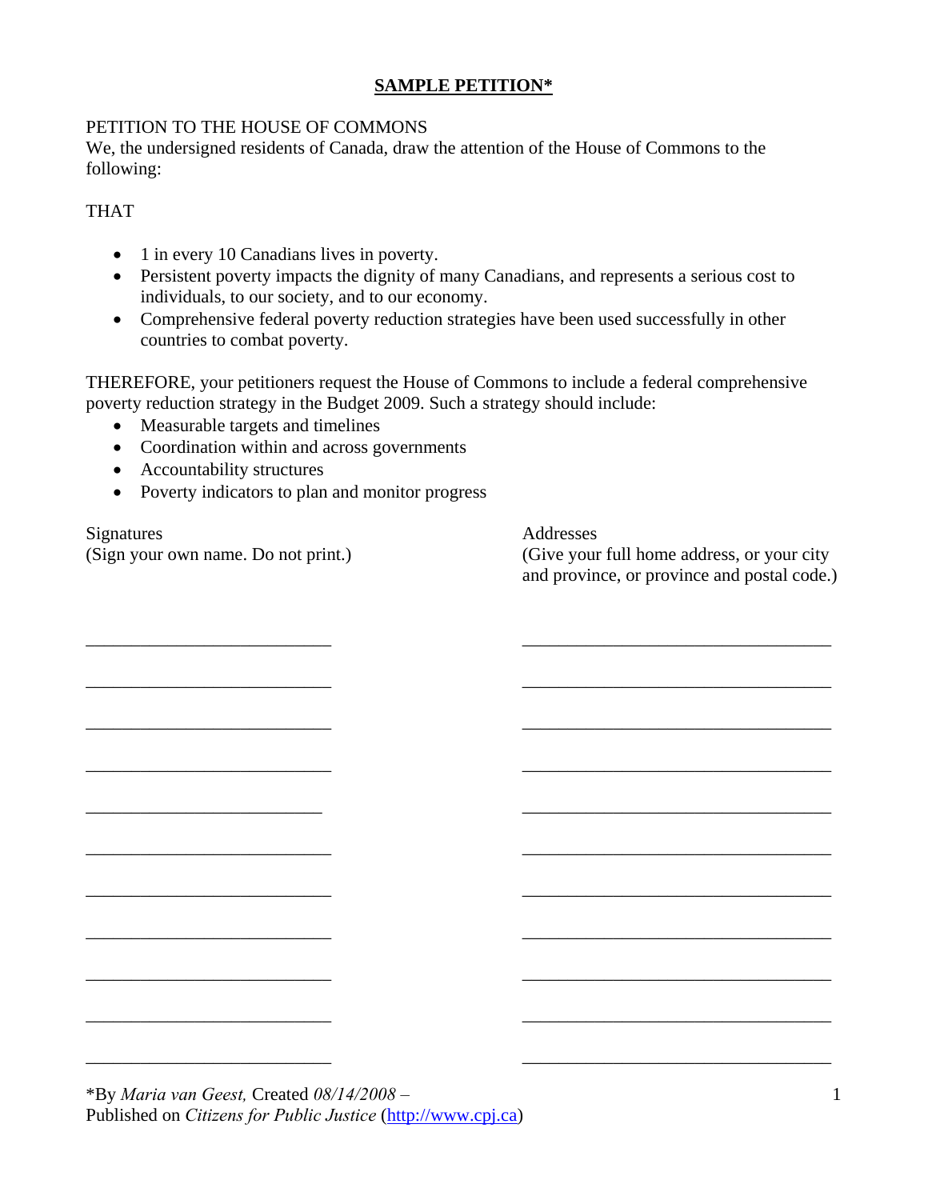# SAMPLE PETITION*

PETITION TO THE HOUSE OF COMMONS
We, the undersigned residents of Canada, draw the attention of the House of Commons to the following:

THAT

- 1 in every 10 Canadians lives in poverty.
- Persistent poverty impacts the dignity of many Canadians, and represents a serious cost to individuals, to our society, and to our economy.
- Comprehensive federal poverty reduction strategies have been used successfully in other countries to combat poverty.

THEREFORE, your petitioners request the House of Commons to include a federal comprehensive poverty reduction strategy in the Budget 2009. Such a strategy should include:

- Measurable targets and timelines
- Coordination within and across governments
- Accountability structures
- Poverty indicators to plan and monitor progress

| Signatures (Sign your own name. Do not print.) | Addresses (Give your full home address, or your city and province, or province and postal code.) |
| --- | --- |
| ___________________________ | __________________________________ |
| ___________________________ | __________________________________ |
| ___________________________ | __________________________________ |
| ___________________________ | __________________________________ |
| __________________________ | __________________________________ |
| ___________________________ | __________________________________ |
| ___________________________ | __________________________________ |
| ___________________________ | __________________________________ |
| ___________________________ | __________________________________ |
| ___________________________ | __________________________________ |
| ___________________________ | __________________________________ |

*By *Maria van Geest,* Created *08/14/2008 –*
Published on *Citizens for Public Justice* (http://www.cpj.ca)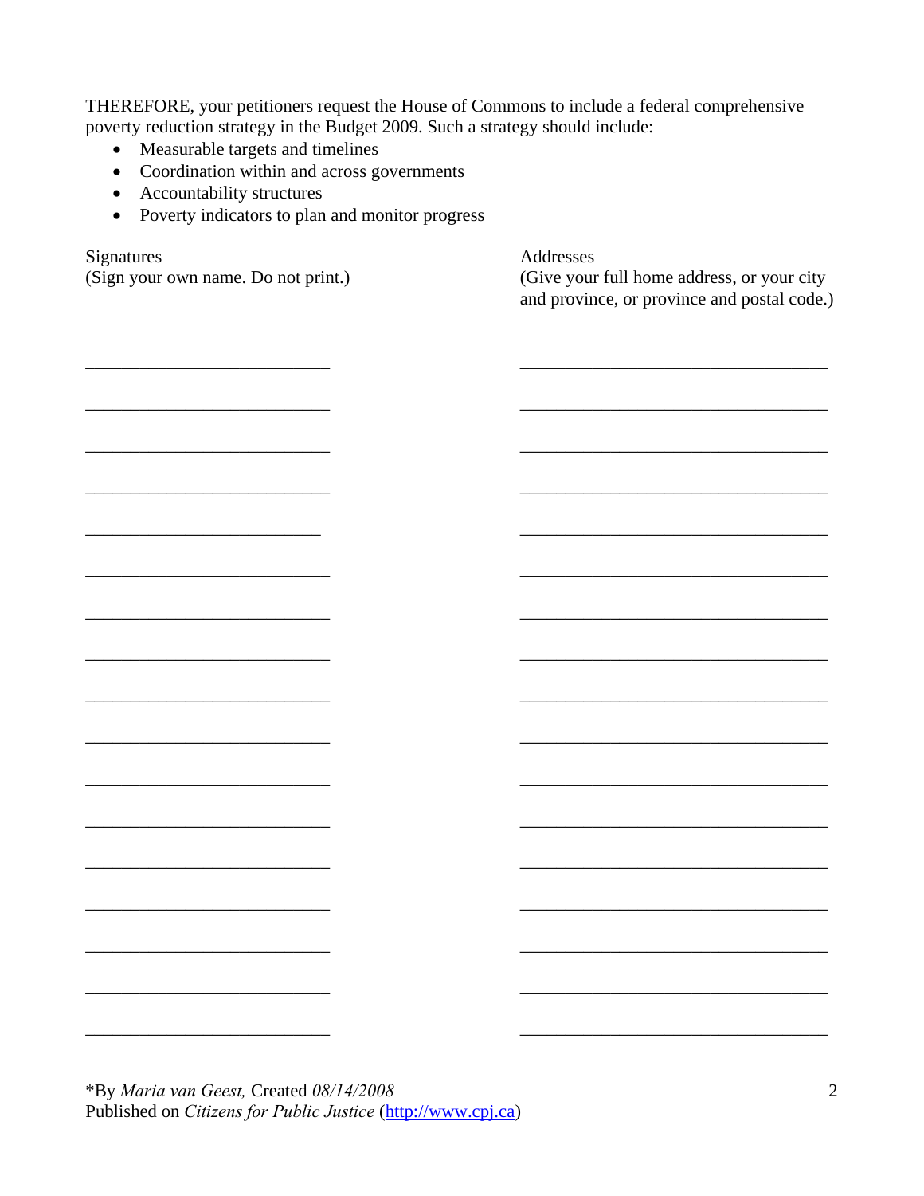THEREFORE, your petitioners request the House of Commons to include a federal comprehensive poverty reduction strategy in the Budget 2009. Such a strategy should include:

- Measurable targets and timelines
- Coordination within and across governments
- Accountability structures
- Poverty indicators to plan and monitor progress

| Signatures (Sign your own name. Do not print.) | Addresses (Give your full home address, or your city and province, or province and postal code.) |
|---|---|
| ___________________________ | __________________________________ |
| ___________________________ | __________________________________ |
| ___________________________ | __________________________________ |
| ___________________________ | __________________________________ |
| __________________________ | __________________________________ |
| ___________________________ | __________________________________ |
| ___________________________ | __________________________________ |
| ___________________________ | __________________________________ |
| ___________________________ | __________________________________ |
| ___________________________ | __________________________________ |
| ___________________________ | __________________________________ |
| ___________________________ | __________________________________ |
| ___________________________ | __________________________________ |
| ___________________________ | __________________________________ |
| ___________________________ | __________________________________ |
| ___________________________ | __________________________________ |
| ___________________________ | __________________________________ |

*By *Maria van Geest,* Created *08/14/2008* –
Published on *Citizens for Public Justice* (http://www.cpj.ca)